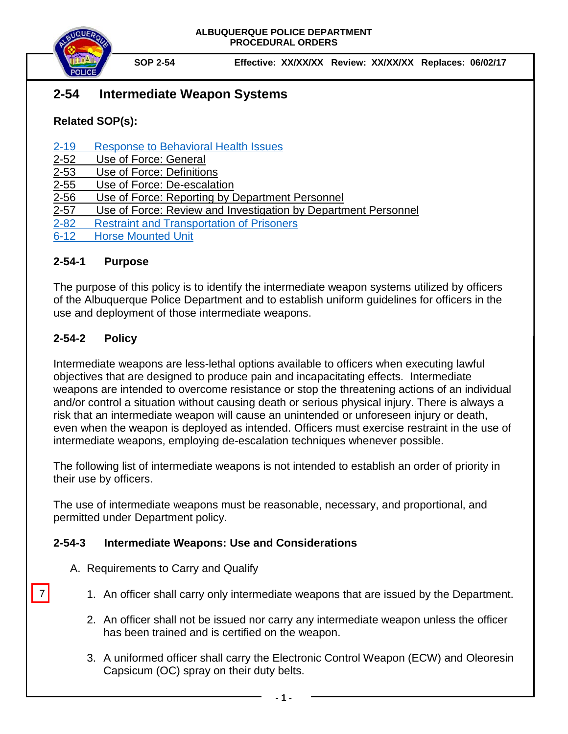ALBUQUERQUE POLICE DEPARTMENT
PROCEDURAL ORDERS

SOP 2-54 Effective: XX/XX/XX Review: XX/XX/XX Replaces: 06/02/17

# 2-54 Intermediate Weapon Systems

**Related SOP(s):**

2-19 Response to Behavioral Health Issues
2-52 Use of Force: General
2-53 Use of Force: Definitions
2-55 Use of Force: De-escalation
2-56 Use of Force: Reporting by Department Personnel
2-57 Use of Force: Review and Investigation by Department Personnel
2-82 Restraint and Transportation of Prisoners
6-12 Horse Mounted Unit

## 2-54-1 Purpose

The purpose of this policy is to identify the intermediate weapon systems utilized by officers of the Albuquerque Police Department and to establish uniform guidelines for officers in the use and deployment of those intermediate weapons.

## 2-54-2 Policy

Intermediate weapons are less-lethal options available to officers when executing lawful objectives that are designed to produce pain and incapacitating effects. Intermediate weapons are intended to overcome resistance or stop the threatening actions of an individual and/or control a situation without causing death or serious physical injury. There is always a risk that an intermediate weapon will cause an unintended or unforeseen injury or death, even when the weapon is deployed as intended. Officers must exercise restraint in the use of intermediate weapons, employing de-escalation techniques whenever possible.

The following list of intermediate weapons is not intended to establish an order of priority in their use by officers.

The use of intermediate weapons must be reasonable, necessary, and proportional, and permitted under Department policy.

## 2-54-3 Intermediate Weapons: Use and Considerations

A. Requirements to Carry and Qualify

7

1. An officer shall carry only intermediate weapons that are issued by the Department.
2. An officer shall not be issued nor carry any intermediate weapon unless the officer has been trained and is certified on the weapon.
3. A uniformed officer shall carry the Electronic Control Weapon (ECW) and Oleoresin Capsicum (OC) spray on their duty belts.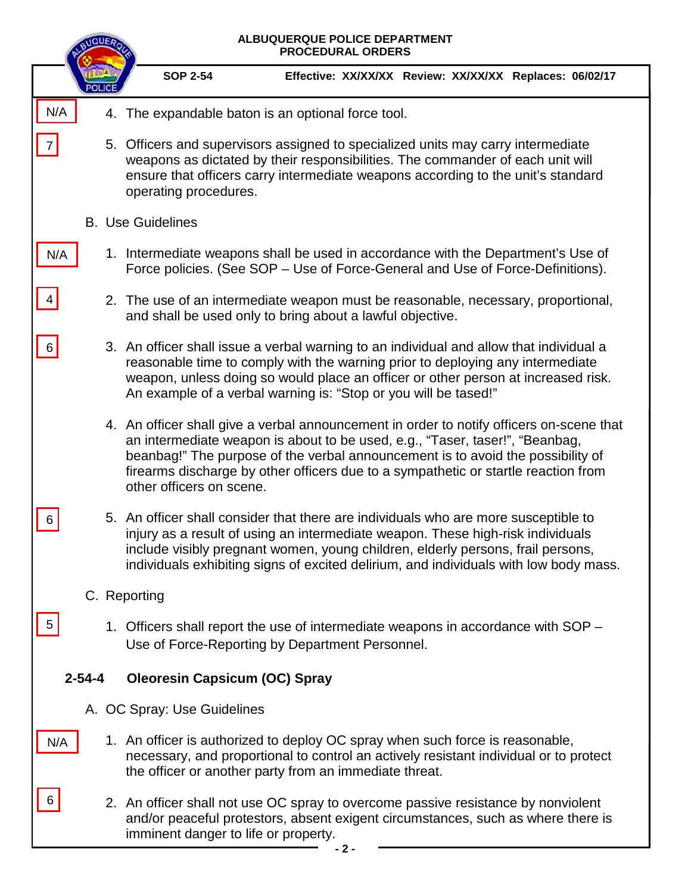N/A

4. The expandable baton is an optional force tool.

7

5. Officers and supervisors assigned to specialized units may carry intermediate weapons as dictated by their responsibilities. The commander of each unit will ensure that officers carry intermediate weapons according to the unit's standard operating procedures.

B. Use Guidelines

N/A

1. Intermediate weapons shall be used in accordance with the Department's Use of Force policies. (See SOP – Use of Force-General and Use of Force-Definitions).

4

2. The use of an intermediate weapon must be reasonable, necessary, proportional, and shall be used only to bring about a lawful objective.

6

3. An officer shall issue a verbal warning to an individual and allow that individual a reasonable time to comply with the warning prior to deploying any intermediate weapon, unless doing so would place an officer or other person at increased risk. An example of a verbal warning is: "Stop or you will be tased!"

4. An officer shall give a verbal announcement in order to notify officers on-scene that an intermediate weapon is about to be used, e.g., "Taser, taser!", "Beanbag, beanbag!" The purpose of the verbal announcement is to avoid the possibility of firearms discharge by other officers due to a sympathetic or startle reaction from other officers on scene.

6

5. An officer shall consider that there are individuals who are more susceptible to injury as a result of using an intermediate weapon. These high-risk individuals include visibly pregnant women, young children, elderly persons, frail persons, individuals exhibiting signs of excited delirium, and individuals with low body mass.

C. Reporting

5

1. Officers shall report the use of intermediate weapons in accordance with SOP – Use of Force-Reporting by Department Personnel.

## 2-54-4 Oleoresin Capsicum (OC) Spray

A. OC Spray: Use Guidelines

N/A

1. An officer is authorized to deploy OC spray when such force is reasonable, necessary, and proportional to control an actively resistant individual or to protect the officer or another party from an immediate threat.

6

2. An officer shall not use OC spray to overcome passive resistance by nonviolent and/or peaceful protestors, absent exigent circumstances, such as where there is imminent danger to life or property.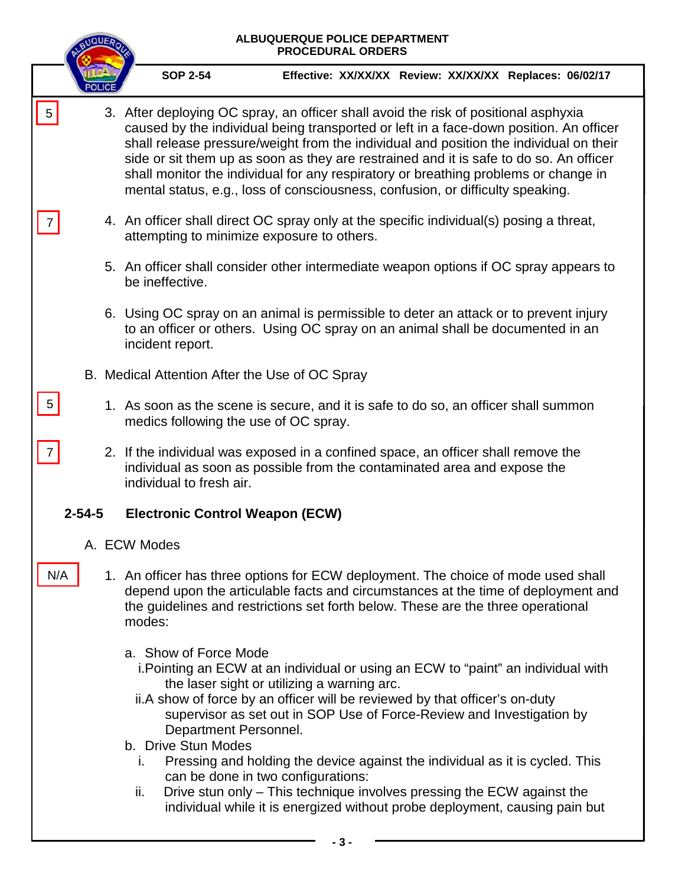5

3. After deploying OC spray, an officer shall avoid the risk of positional asphyxia caused by the individual being transported or left in a face-down position. An officer shall release pressure/weight from the individual and position the individual on their side or sit them up as soon as they are restrained and it is safe to do so. An officer shall monitor the individual for any respiratory or breathing problems or change in mental status, e.g., loss of consciousness, confusion, or difficulty speaking.

7

4. An officer shall direct OC spray only at the specific individual(s) posing a threat, attempting to minimize exposure to others.

5. An officer shall consider other intermediate weapon options if OC spray appears to be ineffective.

6. Using OC spray on an animal is permissible to deter an attack or to prevent injury to an officer or others. Using OC spray on an animal shall be documented in an incident report.

B. Medical Attention After the Use of OC Spray

5

1. As soon as the scene is secure, and it is safe to do so, an officer shall summon medics following the use of OC spray.

7

2. If the individual was exposed in a confined space, an officer shall remove the individual as soon as possible from the contaminated area and expose the individual to fresh air.

## 2-54-5 Electronic Control Weapon (ECW)

A. ECW Modes

N/A

1. An officer has three options for ECW deployment. The choice of mode used shall depend upon the articulable facts and circumstances at the time of deployment and the guidelines and restrictions set forth below. These are the three operational modes:

   a. Show of Force Mode
      i. Pointing an ECW at an individual or using an ECW to "paint" an individual with the laser sight or utilizing a warning arc.
      ii. A show of force by an officer will be reviewed by that officer's on-duty supervisor as set out in SOP Use of Force-Review and Investigation by Department Personnel.

   b. Drive Stun Modes
      i. Pressing and holding the device against the individual as it is cycled. This can be done in two configurations:
      ii. Drive stun only – This technique involves pressing the ECW against the individual while it is energized without probe deployment, causing pain but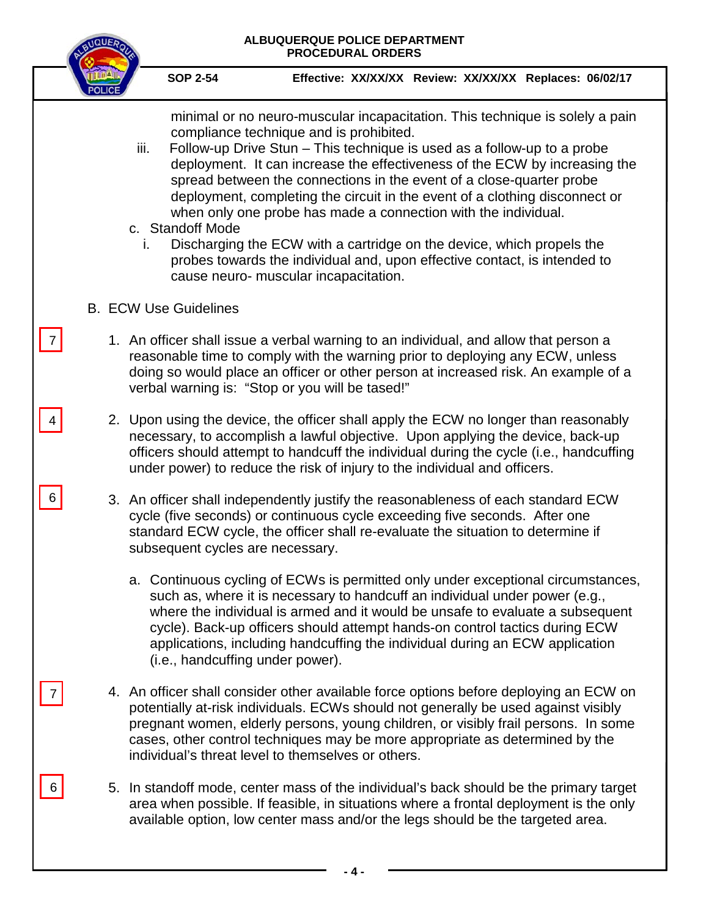minimal or no neuro-muscular incapacitation. This technique is solely a pain compliance technique and is prohibited.

iii. Follow-up Drive Stun – This technique is used as a follow-up to a probe deployment. It can increase the effectiveness of the ECW by increasing the spread between the connections in the event of a close-quarter probe deployment, completing the circuit in the event of a clothing disconnect or when only one probe has made a connection with the individual.

c. Standoff Mode

i. Discharging the ECW with a cartridge on the device, which propels the probes towards the individual and, upon effective contact, is intended to cause neuro- muscular incapacitation.

B. ECW Use Guidelines

7

1. An officer shall issue a verbal warning to an individual, and allow that person a reasonable time to comply with the warning prior to deploying any ECW, unless doing so would place an officer or other person at increased risk. An example of a verbal warning is: "Stop or you will be tased!"

4

2. Upon using the device, the officer shall apply the ECW no longer than reasonably necessary, to accomplish a lawful objective. Upon applying the device, back-up officers should attempt to handcuff the individual during the cycle (i.e., handcuffing under power) to reduce the risk of injury to the individual and officers.

6

3. An officer shall independently justify the reasonableness of each standard ECW cycle (five seconds) or continuous cycle exceeding five seconds. After one standard ECW cycle, the officer shall re-evaluate the situation to determine if subsequent cycles are necessary.

   a. Continuous cycling of ECWs is permitted only under exceptional circumstances, such as, where it is necessary to handcuff an individual under power (e.g., where the individual is armed and it would be unsafe to evaluate a subsequent cycle). Back-up officers should attempt hands-on control tactics during ECW applications, including handcuffing the individual during an ECW application (i.e., handcuffing under power).

7

4. An officer shall consider other available force options before deploying an ECW on potentially at-risk individuals. ECWs should not generally be used against visibly pregnant women, elderly persons, young children, or visibly frail persons. In some cases, other control techniques may be more appropriate as determined by the individual's threat level to themselves or others.

6

5. In standoff mode, center mass of the individual's back should be the primary target area when possible. If feasible, in situations where a frontal deployment is the only available option, low center mass and/or the legs should be the targeted area.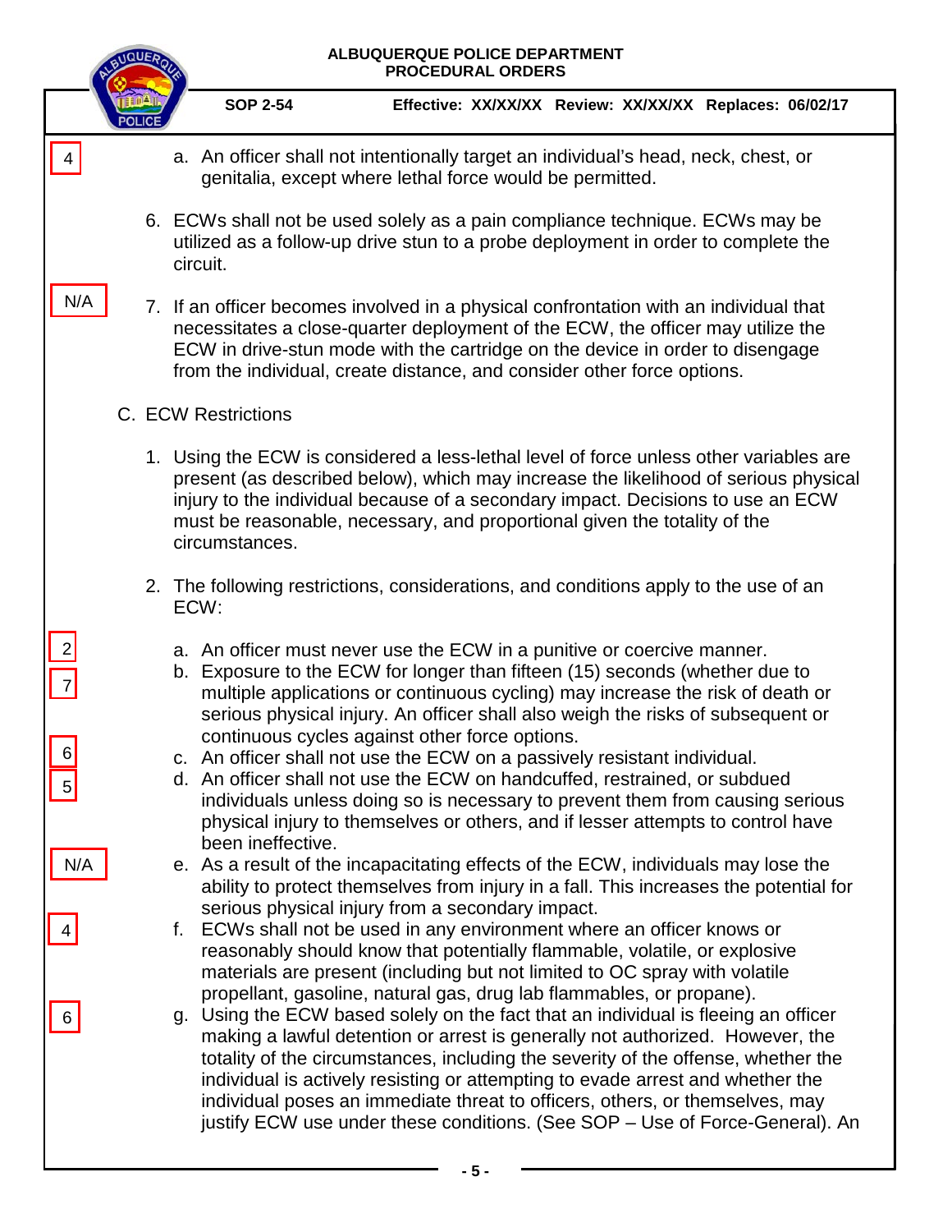4

a. An officer shall not intentionally target an individual's head, neck, chest, or genitalia, except where lethal force would be permitted.

6. ECWs shall not be used solely as a pain compliance technique. ECWs may be utilized as a follow-up drive stun to a probe deployment in order to complete the circuit.

N/A

7. If an officer becomes involved in a physical confrontation with an individual that necessitates a close-quarter deployment of the ECW, the officer may utilize the ECW in drive-stun mode with the cartridge on the device in order to disengage from the individual, create distance, and consider other force options.

C. ECW Restrictions

1. Using the ECW is considered a less-lethal level of force unless other variables are present (as described below), which may increase the likelihood of serious physical injury to the individual because of a secondary impact. Decisions to use an ECW must be reasonable, necessary, and proportional given the totality of the circumstances.

2. The following restrictions, considerations, and conditions apply to the use of an ECW:

2

a. An officer must never use the ECW in a punitive or coercive manner.

7

b. Exposure to the ECW for longer than fifteen (15) seconds (whether due to multiple applications or continuous cycling) may increase the risk of death or serious physical injury. An officer shall also weigh the risks of subsequent or continuous cycles against other force options.

6

c. An officer shall not use the ECW on a passively resistant individual.

5

d. An officer shall not use the ECW on handcuffed, restrained, or subdued individuals unless doing so is necessary to prevent them from causing serious physical injury to themselves or others, and if lesser attempts to control have been ineffective.

N/A

e. As a result of the incapacitating effects of the ECW, individuals may lose the ability to protect themselves from injury in a fall. This increases the potential for serious physical injury from a secondary impact.

4

f. ECWs shall not be used in any environment where an officer knows or reasonably should know that potentially flammable, volatile, or explosive materials are present (including but not limited to OC spray with volatile propellant, gasoline, natural gas, drug lab flammables, or propane).

6

g. Using the ECW based solely on the fact that an individual is fleeing an officer making a lawful detention or arrest is generally not authorized. However, the totality of the circumstances, including the severity of the offense, whether the individual is actively resisting or attempting to evade arrest and whether the individual poses an immediate threat to officers, others, or themselves, may justify ECW use under these conditions. (See SOP – Use of Force-General). An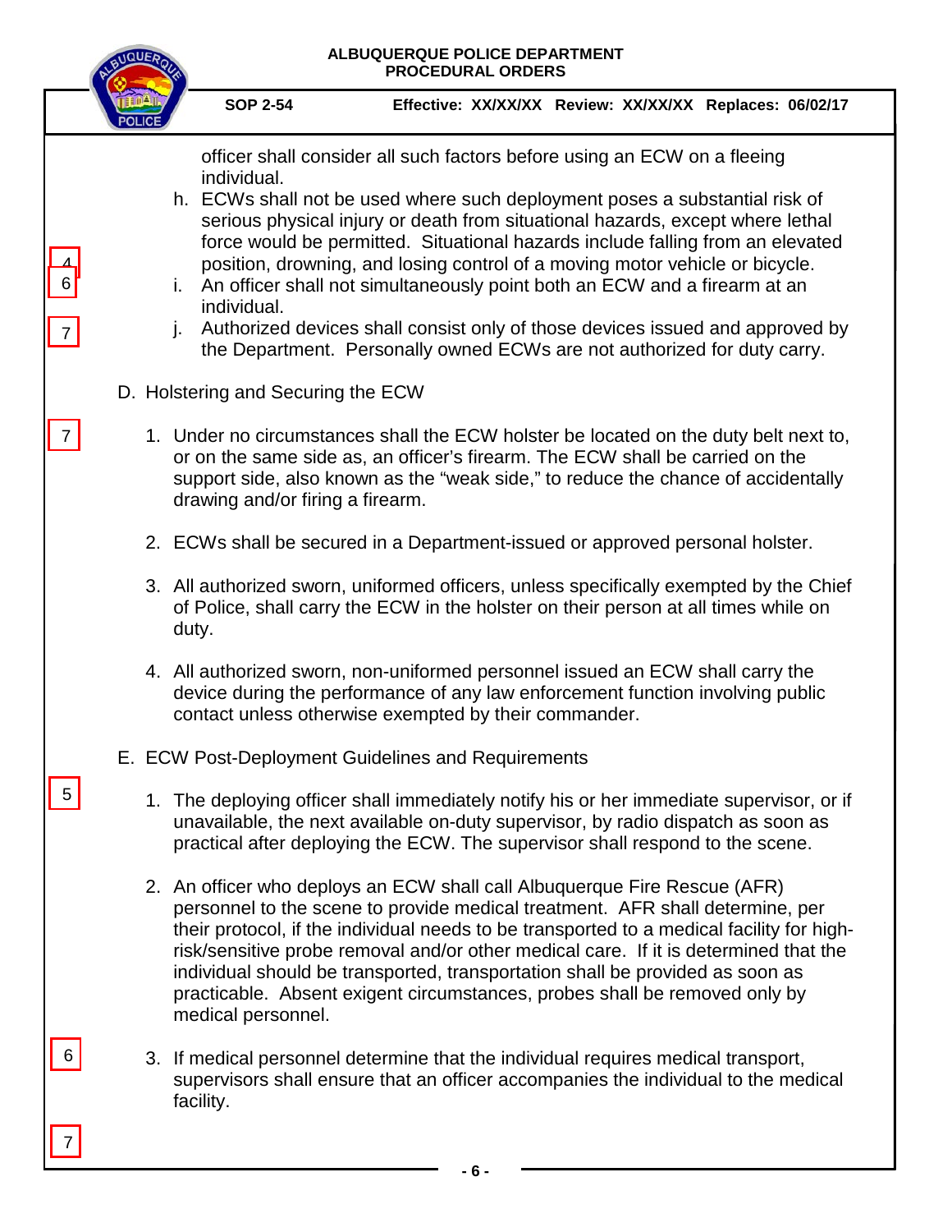officer shall consider all such factors before using an ECW on a fleeing individual.

h. ECWs shall not be used where such deployment poses a substantial risk of serious physical injury or death from situational hazards, except where lethal force would be permitted. Situational hazards include falling from an elevated position, drowning, and losing control of a moving motor vehicle or bicycle.

i. An officer shall not simultaneously point both an ECW and a firearm at an individual.

j. Authorized devices shall consist only of those devices issued and approved by the Department. Personally owned ECWs are not authorized for duty carry.

D. Holstering and Securing the ECW

1. Under no circumstances shall the ECW holster be located on the duty belt next to, or on the same side as, an officer's firearm. The ECW shall be carried on the support side, also known as the "weak side," to reduce the chance of accidentally drawing and/or firing a firearm.

2. ECWs shall be secured in a Department-issued or approved personal holster.

3. All authorized sworn, uniformed officers, unless specifically exempted by the Chief of Police, shall carry the ECW in the holster on their person at all times while on duty.

4. All authorized sworn, non-uniformed personnel issued an ECW shall carry the device during the performance of any law enforcement function involving public contact unless otherwise exempted by their commander.

E. ECW Post-Deployment Guidelines and Requirements

1. The deploying officer shall immediately notify his or her immediate supervisor, or if unavailable, the next available on-duty supervisor, by radio dispatch as soon as practical after deploying the ECW. The supervisor shall respond to the scene.

2. An officer who deploys an ECW shall call Albuquerque Fire Rescue (AFR) personnel to the scene to provide medical treatment. AFR shall determine, per their protocol, if the individual needs to be transported to a medical facility for high-risk/sensitive probe removal and/or other medical care. If it is determined that the individual should be transported, transportation shall be provided as soon as practicable. Absent exigent circumstances, probes shall be removed only by medical personnel.

3. If medical personnel determine that the individual requires medical transport, supervisors shall ensure that an officer accompanies the individual to the medical facility.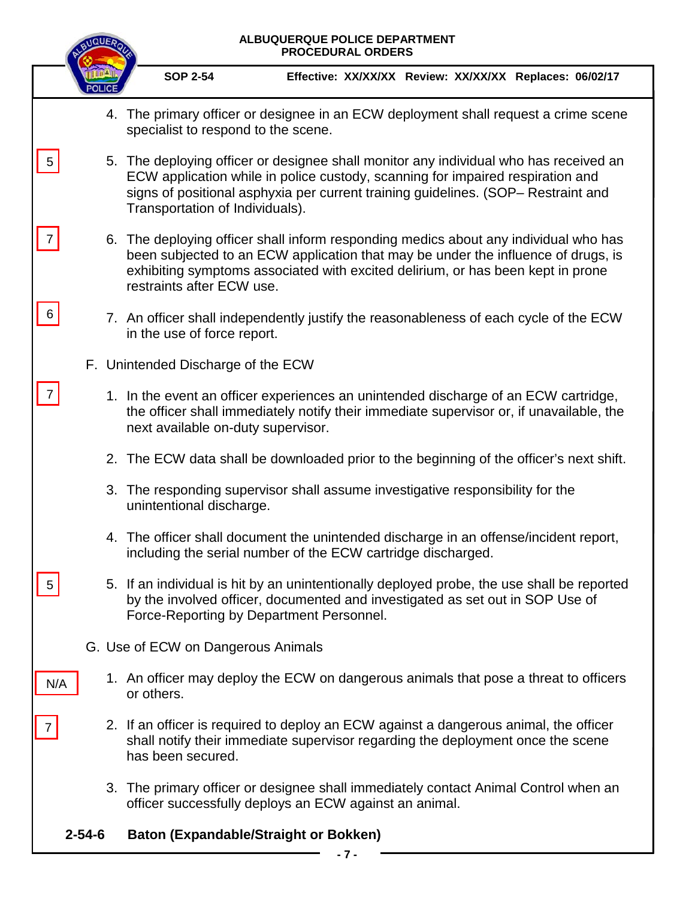4. The primary officer or designee in an ECW deployment shall request a crime scene specialist to respond to the scene.

5 — 5. The deploying officer or designee shall monitor any individual who has received an ECW application while in police custody, scanning for impaired respiration and signs of positional asphyxia per current training guidelines. (SOP– Restraint and Transportation of Individuals).

7 — 6. The deploying officer shall inform responding medics about any individual who has been subjected to an ECW application that may be under the influence of drugs, is exhibiting symptoms associated with excited delirium, or has been kept in prone restraints after ECW use.

6 — 7. An officer shall independently justify the reasonableness of each cycle of the ECW in the use of force report.

F. Unintended Discharge of the ECW

7 — 1. In the event an officer experiences an unintended discharge of an ECW cartridge, the officer shall immediately notify their immediate supervisor or, if unavailable, the next available on-duty supervisor.

2. The ECW data shall be downloaded prior to the beginning of the officer's next shift.

3. The responding supervisor shall assume investigative responsibility for the unintentional discharge.

4. The officer shall document the unintended discharge in an offense/incident report, including the serial number of the ECW cartridge discharged.

5 — 5. If an individual is hit by an unintentionally deployed probe, the use shall be reported by the involved officer, documented and investigated as set out in SOP Use of Force-Reporting by Department Personnel.

G. Use of ECW on Dangerous Animals

N/A — 1. An officer may deploy the ECW on dangerous animals that pose a threat to officers or others.

7 — 2. If an officer is required to deploy an ECW against a dangerous animal, the officer shall notify their immediate supervisor regarding the deployment once the scene has been secured.

3. The primary officer or designee shall immediately contact Animal Control when an officer successfully deploys an ECW against an animal.

**2-54-6 Baton (Expandable/Straight or Bokken)**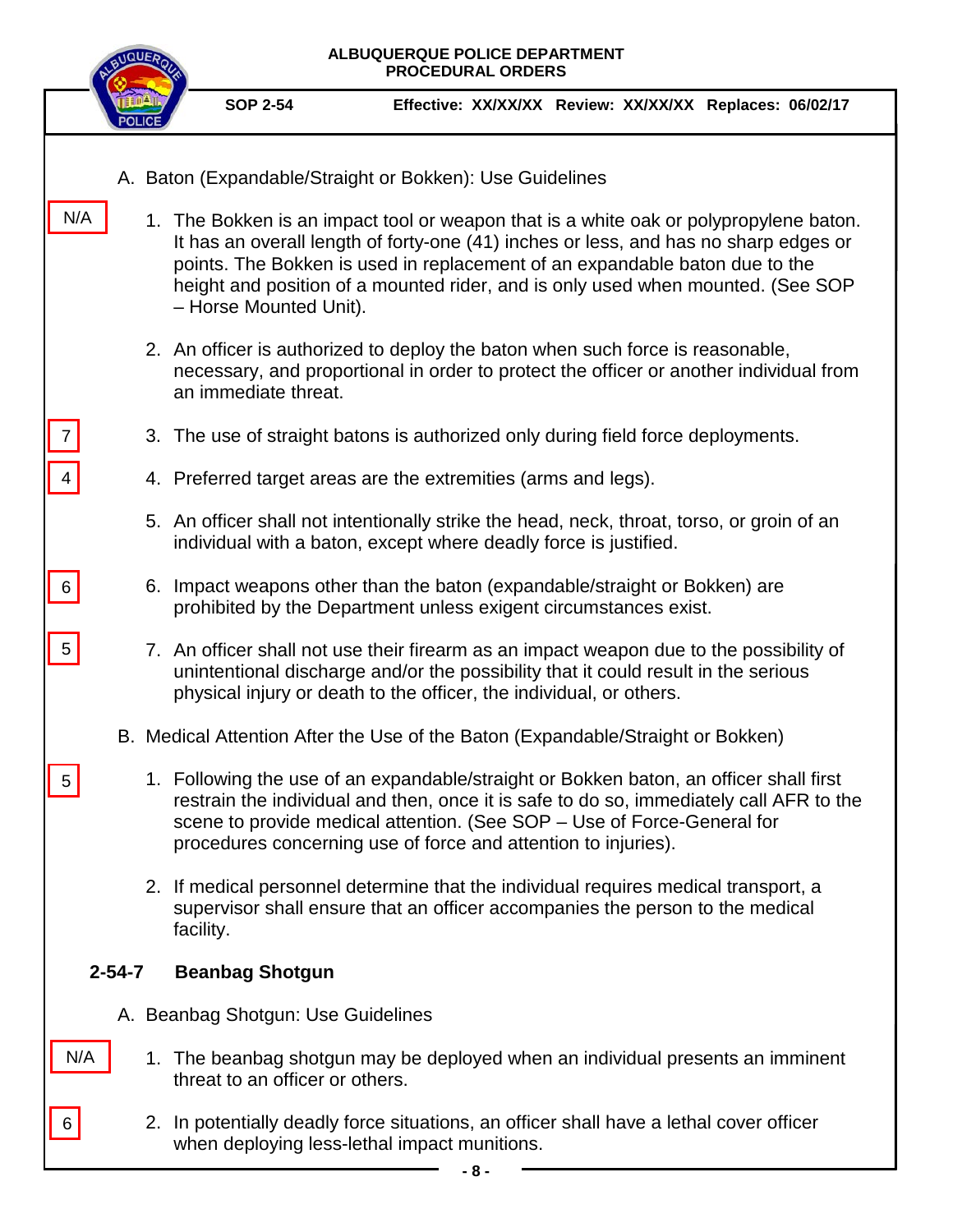A. Baton (Expandable/Straight or Bokken): Use Guidelines

N/A

1. The Bokken is an impact tool or weapon that is a white oak or polypropylene baton. It has an overall length of forty-one (41) inches or less, and has no sharp edges or points. The Bokken is used in replacement of an expandable baton due to the height and position of a mounted rider, and is only used when mounted. (See SOP – Horse Mounted Unit).

2. An officer is authorized to deploy the baton when such force is reasonable, necessary, and proportional in order to protect the officer or another individual from an immediate threat.

7

3. The use of straight batons is authorized only during field force deployments.

4

4. Preferred target areas are the extremities (arms and legs).

5. An officer shall not intentionally strike the head, neck, throat, torso, or groin of an individual with a baton, except where deadly force is justified.

6

6. Impact weapons other than the baton (expandable/straight or Bokken) are prohibited by the Department unless exigent circumstances exist.

5

7. An officer shall not use their firearm as an impact weapon due to the possibility of unintentional discharge and/or the possibility that it could result in the serious physical injury or death to the officer, the individual, or others.

B. Medical Attention After the Use of the Baton (Expandable/Straight or Bokken)

5

1. Following the use of an expandable/straight or Bokken baton, an officer shall first restrain the individual and then, once it is safe to do so, immediately call AFR to the scene to provide medical attention. (See SOP – Use of Force-General for procedures concerning use of force and attention to injuries).

2. If medical personnel determine that the individual requires medical transport, a supervisor shall ensure that an officer accompanies the person to the medical facility.

## 2-54-7 Beanbag Shotgun

A. Beanbag Shotgun: Use Guidelines

N/A

1. The beanbag shotgun may be deployed when an individual presents an imminent threat to an officer or others.

6

2. In potentially deadly force situations, an officer shall have a lethal cover officer when deploying less-lethal impact munitions.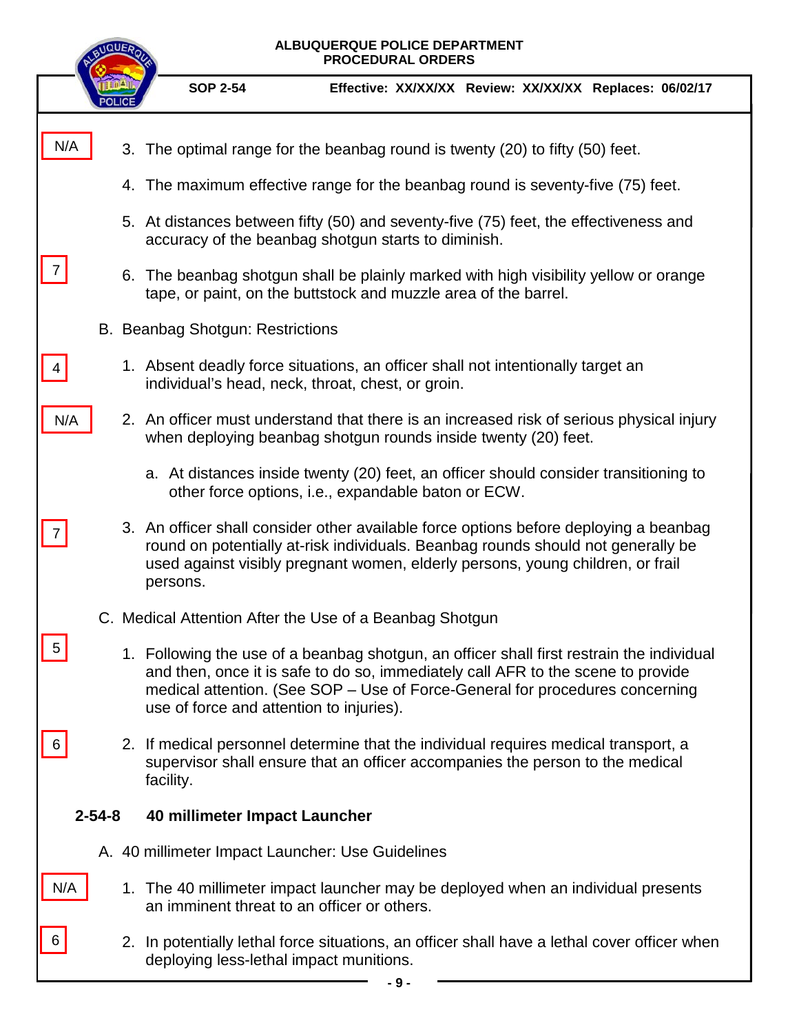N/A

3. The optimal range for the beanbag round is twenty (20) to fifty (50) feet.

4. The maximum effective range for the beanbag round is seventy-five (75) feet.

5. At distances between fifty (50) and seventy-five (75) feet, the effectiveness and accuracy of the beanbag shotgun starts to diminish.

7

6. The beanbag shotgun shall be plainly marked with high visibility yellow or orange tape, or paint, on the buttstock and muzzle area of the barrel.

B. Beanbag Shotgun: Restrictions

4

1. Absent deadly force situations, an officer shall not intentionally target an individual's head, neck, throat, chest, or groin.

N/A

2. An officer must understand that there is an increased risk of serious physical injury when deploying beanbag shotgun rounds inside twenty (20) feet.

   a. At distances inside twenty (20) feet, an officer should consider transitioning to other force options, i.e., expandable baton or ECW.

7

3. An officer shall consider other available force options before deploying a beanbag round on potentially at-risk individuals. Beanbag rounds should not generally be used against visibly pregnant women, elderly persons, young children, or frail persons.

C. Medical Attention After the Use of a Beanbag Shotgun

5

1. Following the use of a beanbag shotgun, an officer shall first restrain the individual and then, once it is safe to do so, immediately call AFR to the scene to provide medical attention. (See SOP – Use of Force-General for procedures concerning use of force and attention to injuries).

6

2. If medical personnel determine that the individual requires medical transport, a supervisor shall ensure that an officer accompanies the person to the medical facility.

## 2-54-8 40 millimeter Impact Launcher

A. 40 millimeter Impact Launcher: Use Guidelines

N/A

1. The 40 millimeter impact launcher may be deployed when an individual presents an imminent threat to an officer or others.

6

2. In potentially lethal force situations, an officer shall have a lethal cover officer when deploying less-lethal impact munitions.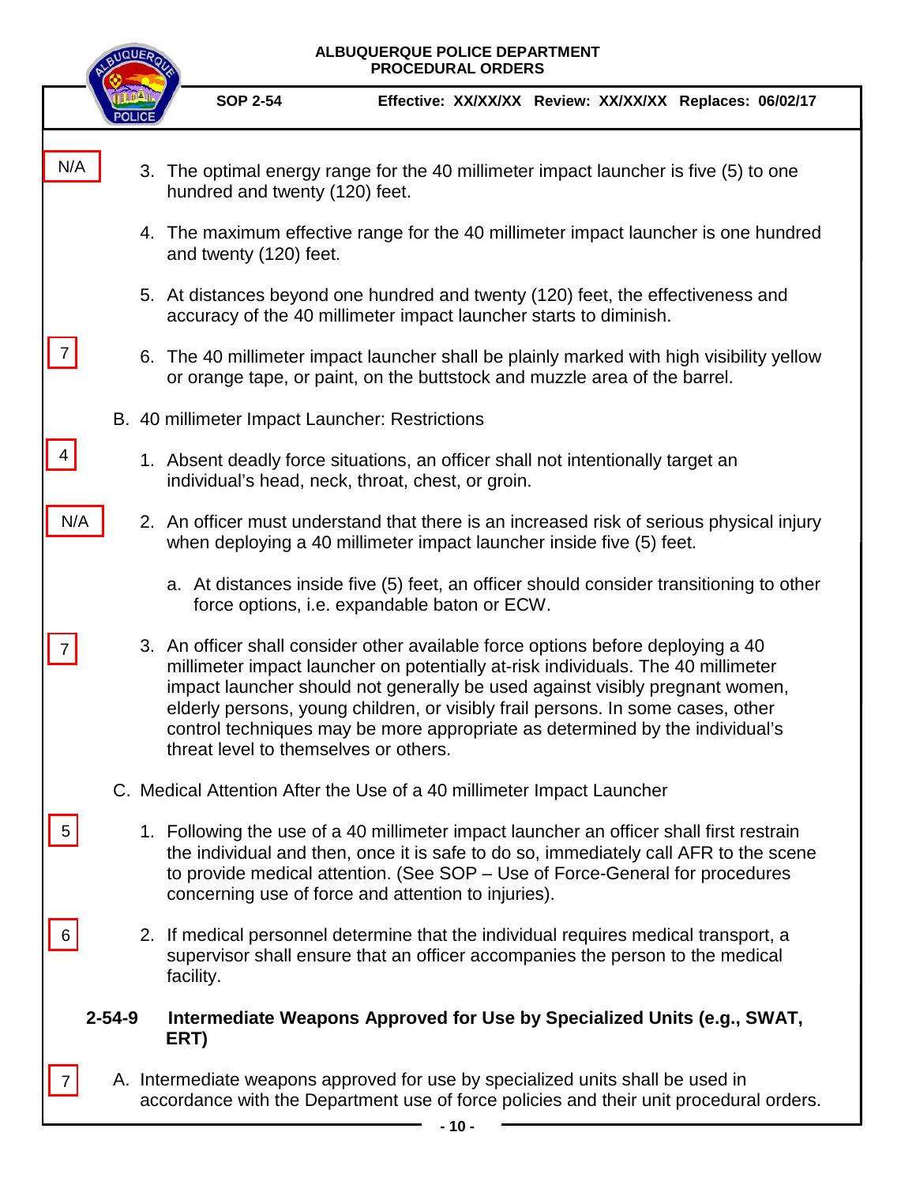N/A

3. The optimal energy range for the 40 millimeter impact launcher is five (5) to one hundred and twenty (120) feet.

4. The maximum effective range for the 40 millimeter impact launcher is one hundred and twenty (120) feet.

5. At distances beyond one hundred and twenty (120) feet, the effectiveness and accuracy of the 40 millimeter impact launcher starts to diminish.

7

6. The 40 millimeter impact launcher shall be plainly marked with high visibility yellow or orange tape, or paint, on the buttstock and muzzle area of the barrel.

B. 40 millimeter Impact Launcher: Restrictions

4

1. Absent deadly force situations, an officer shall not intentionally target an individual's head, neck, throat, chest, or groin.

N/A

2. An officer must understand that there is an increased risk of serious physical injury when deploying a 40 millimeter impact launcher inside five (5) feet.

   a. At distances inside five (5) feet, an officer should consider transitioning to other force options, i.e. expandable baton or ECW.

7

3. An officer shall consider other available force options before deploying a 40 millimeter impact launcher on potentially at-risk individuals. The 40 millimeter impact launcher should not generally be used against visibly pregnant women, elderly persons, young children, or visibly frail persons. In some cases, other control techniques may be more appropriate as determined by the individual's threat level to themselves or others.

C. Medical Attention After the Use of a 40 millimeter Impact Launcher

5

1. Following the use of a 40 millimeter impact launcher an officer shall first restrain the individual and then, once it is safe to do so, immediately call AFR to the scene to provide medical attention. (See SOP – Use of Force-General for procedures concerning use of force and attention to injuries).

6

2. If medical personnel determine that the individual requires medical transport, a supervisor shall ensure that an officer accompanies the person to the medical facility.

### 2-54-9 Intermediate Weapons Approved for Use by Specialized Units (e.g., SWAT, ERT)

7

A. Intermediate weapons approved for use by specialized units shall be used in accordance with the Department use of force policies and their unit procedural orders.